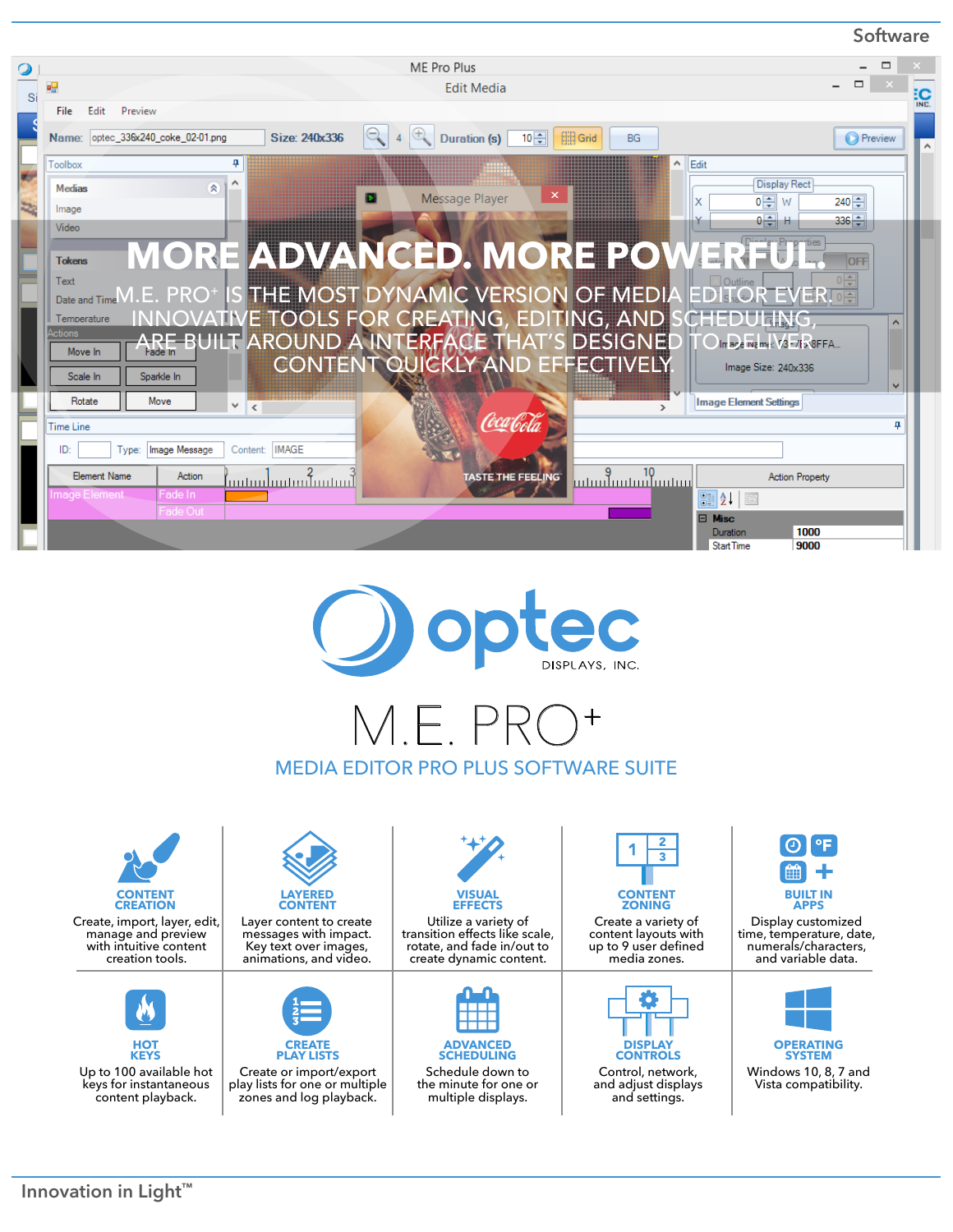# MORE ADVANCED. MORE POWERFUL.

M.E. PRO+ IS THE MOST DYNAMIC VERSION OF MEDIA EDITOR EVER. INNOVATIVE TOOLS FOR CREATING, EDITING, AND SCHEDULING, ARE BUILT AROUND A INTERFACE THAT'S DESIGNED TO DELIVER CONTENT QUICKLY AND EFFECTIVELY.

optec DISPLAYS, INC.

# M.E. PRO+

## MEDIA EDITOR PRO PLUS SOFTWARE SUITE

### CONTENT CREATION
Create, import, layer, edit, manage and preview with intuitive content creation tools.

### LAYERED CONTENT
Layer content to create messages with impact. Key text over images, animations, and video.

### VISUAL EFFECTS
Utilize a variety of transition effects like scale, rotate, and fade in/out to create dynamic content.

### CONTENT ZONING
Create a variety of content layouts with up to 9 user defined media zones.

### BUILT IN APPS
Display customized time, temperature, date, numerals/characters, and variable data.

### HOT KEYS
Up to 100 available hot keys for instantaneous content playback.

### CREATE PLAY LISTS
Create or import/export play lists for one or multiple zones and log playback.

### ADVANCED SCHEDULING
Schedule down to the minute for one or multiple displays.

### DISPLAY CONTROLS
Control, network, and adjust displays and settings.

### OPERATING SYSTEM
Windows 10, 8, 7 and Vista compatibility.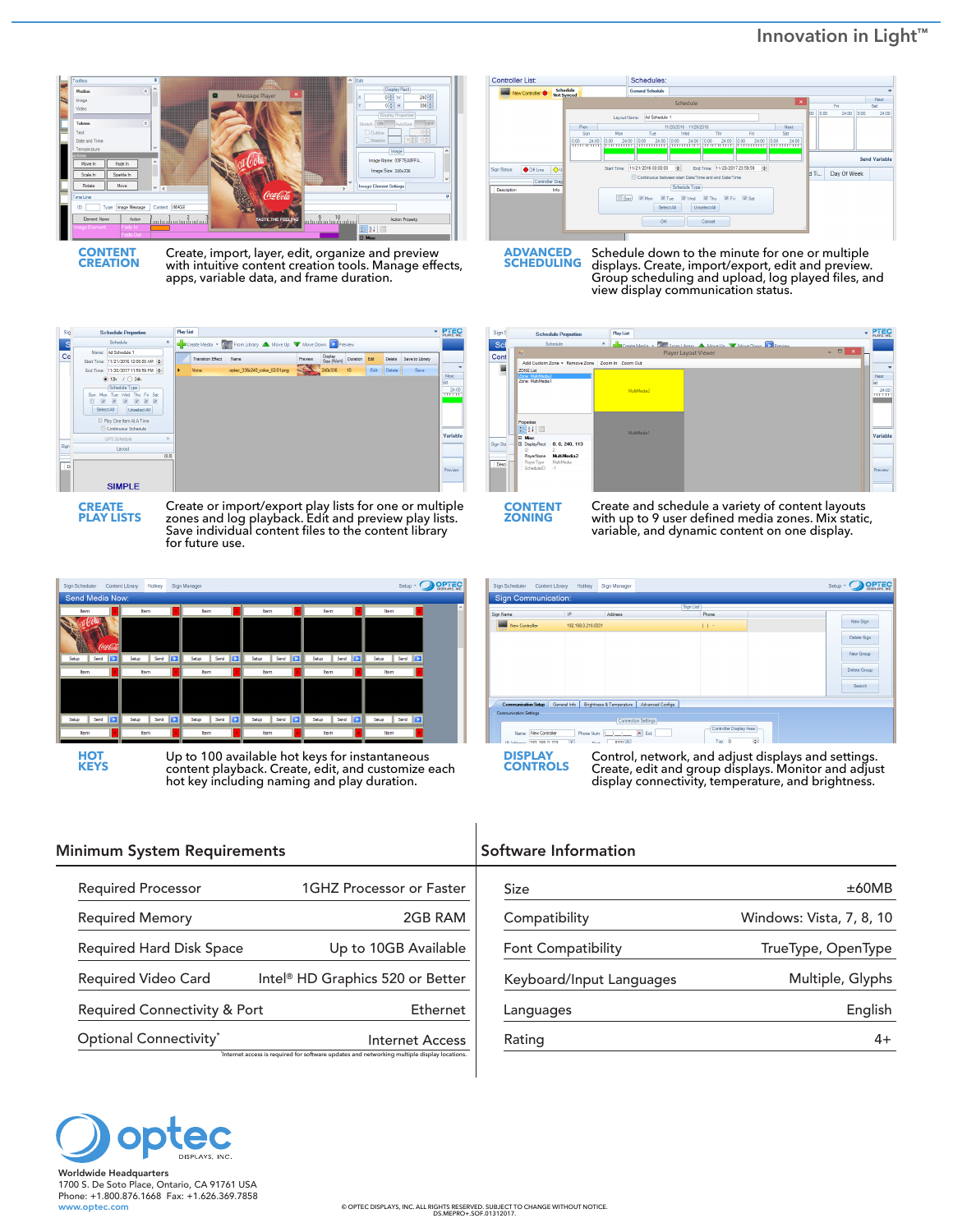Innovation in Light™

**CONTENT CREATION**

Create, import, layer, edit, organize and preview with intuitive content creation tools. Manage effects, apps, variable data, and frame duration.

**ADVANCED SCHEDULING**

Schedule down to the minute for one or multiple displays. Create, import/export, edit and preview. Group scheduling and upload, log played files, and view display communication status.

**CREATE PLAY LISTS**

Create or import/export play lists for one or multiple zones and log playback. Edit and preview play lists. Save individual content files to the content library for future use.

**CONTENT ZONING**

Create and schedule a variety of content layouts with up to 9 user defined media zones. Mix static, variable, and dynamic content on one display.

**HOT KEYS**

Up to 100 available hot keys for instantaneous content playback. Create, edit, and customize each hot key including naming and play duration.

**DISPLAY CONTROLS**

Control, network, and adjust displays and settings. Create, edit and group displays. Monitor and adjust display connectivity, temperature, and brightness.

## Minimum System Requirements

| | |
|---|---|
| Required Processor | 1GHZ Processor or Faster |
| Required Memory | 2GB RAM |
| Required Hard Disk Space | Up to 10GB Available |
| Required Video Card | Intel® HD Graphics 520 or Better |
| Required Connectivity & Port | Ethernet |
| Optional Connectivity* | Internet Access |

*Internet access is required for software updates and networking multiple display locations.

## Software Information

| | |
|---|---|
| Size | ±60MB |
| Compatibility | Windows: Vista, 7, 8, 10 |
| Font Compatibility | TrueType, OpenType |
| Keyboard/Input Languages | Multiple, Glyphs |
| Languages | English |
| Rating | 4+ |

optec DISPLAYS, INC.

**Worldwide Headquarters**
1700 S. De Soto Place, Ontario, CA 91761 USA
Phone: +1.800.876.1668 Fax: +1.626.369.7858
www.optec.com

© OPTEC DISPLAYS, INC. ALL RIGHTS RESERVED. SUBJECT TO CHANGE WITHOUT NOTICE.
DS.MEPRO+.SOF.01312017.